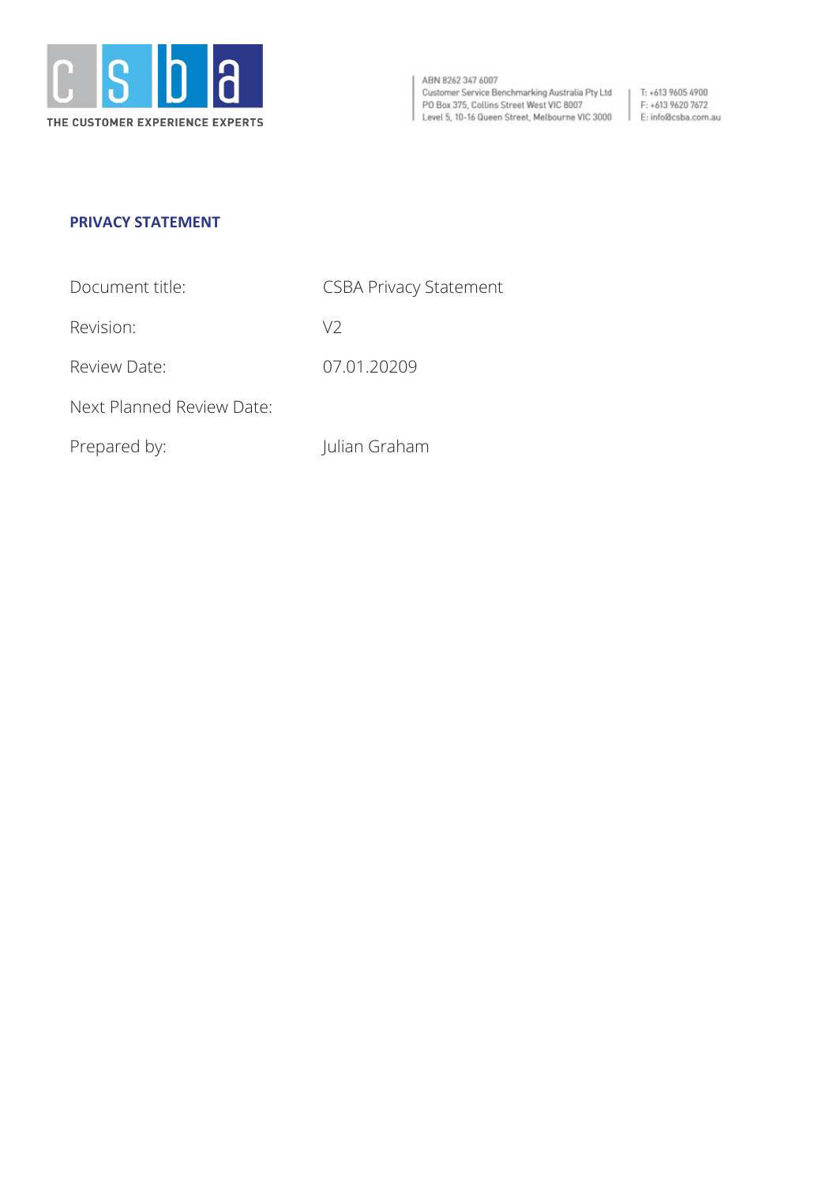THE CUSTOMER EXPERIENCE EXPERTS

ABN 8262 347 6007
Customer Service Benchmarking Australia Pty Ltd
PO Box 375, Collins Street West VIC 8007
Level 5, 10-16 Queen Street, Melbourne VIC 3000

T: +613 9605 4900
F: +613 9620 7672
E: info@csba.com.au

## PRIVACY STATEMENT

| | |
|---|---|
| Document title: | CSBA Privacy Statement |
| Revision: | V2 |
| Review Date: | 07.01.20209 |
| Next Planned Review Date: | |
| Prepared by: | Julian Graham |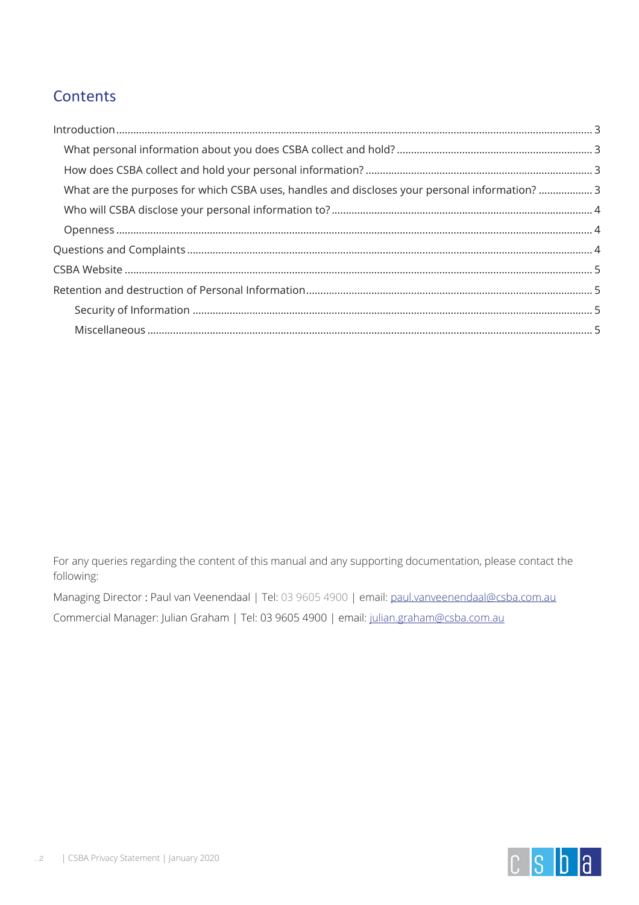## Contents

- Introduction ..... 3
  - What personal information about you does CSBA collect and hold? ..... 3
  - How does CSBA collect and hold your personal information? ..... 3
  - What are the purposes for which CSBA uses, handles and discloses your personal information? ..... 3
  - Who will CSBA disclose your personal information to? ..... 4
  - Openness ..... 4
- Questions and Complaints ..... 4
- CSBA Website ..... 5
- Retention and destruction of Personal Information ..... 5
  - Security of Information ..... 5
  - Miscellaneous ..... 5

For any queries regarding the content of this manual and any supporting documentation, please contact the following:

Managing Director : Paul van Veenendaal | Tel: 03 9605 4900 | email: paul.vanveenendaal@csba.com.au

Commercial Manager: Julian Graham | Tel: 03 9605 4900 | email: julian.graham@csba.com.au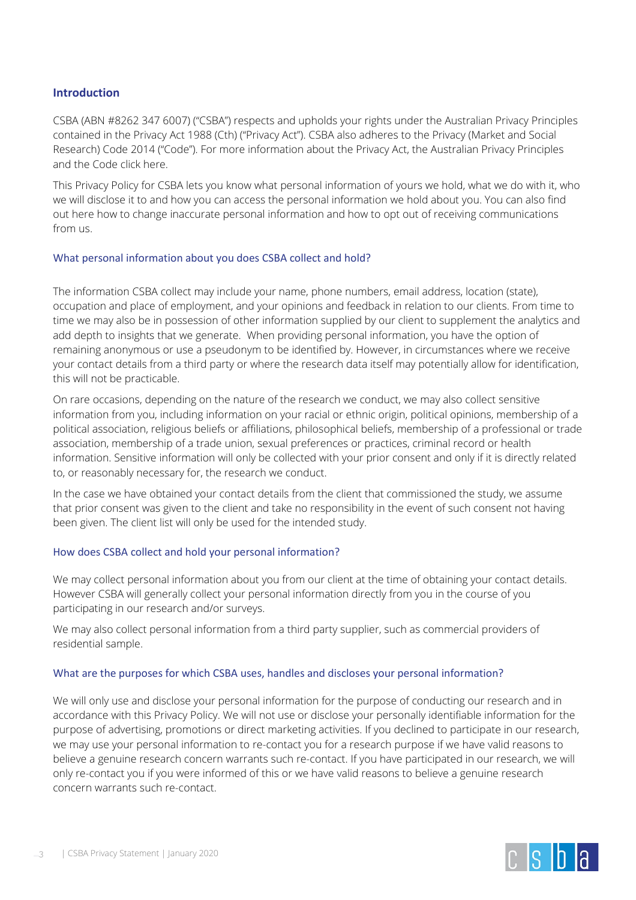## Introduction

CSBA (ABN #8262 347 6007) ("CSBA") respects and upholds your rights under the Australian Privacy Principles contained in the Privacy Act 1988 (Cth) ("Privacy Act"). CSBA also adheres to the Privacy (Market and Social Research) Code 2014 ("Code"). For more information about the Privacy Act, the Australian Privacy Principles and the Code click here.

This Privacy Policy for CSBA lets you know what personal information of yours we hold, what we do with it, who we will disclose it to and how you can access the personal information we hold about you. You can also find out here how to change inaccurate personal information and how to opt out of receiving communications from us.

### What personal information about you does CSBA collect and hold?

The information CSBA collect may include your name, phone numbers, email address, location (state), occupation and place of employment, and your opinions and feedback in relation to our clients. From time to time we may also be in possession of other information supplied by our client to supplement the analytics and add depth to insights that we generate. When providing personal information, you have the option of remaining anonymous or use a pseudonym to be identified by. However, in circumstances where we receive your contact details from a third party or where the research data itself may potentially allow for identification, this will not be practicable.

On rare occasions, depending on the nature of the research we conduct, we may also collect sensitive information from you, including information on your racial or ethnic origin, political opinions, membership of a political association, religious beliefs or affiliations, philosophical beliefs, membership of a professional or trade association, membership of a trade union, sexual preferences or practices, criminal record or health information. Sensitive information will only be collected with your prior consent and only if it is directly related to, or reasonably necessary for, the research we conduct.

In the case we have obtained your contact details from the client that commissioned the study, we assume that prior consent was given to the client and take no responsibility in the event of such consent not having been given. The client list will only be used for the intended study.

### How does CSBA collect and hold your personal information?

We may collect personal information about you from our client at the time of obtaining your contact details. However CSBA will generally collect your personal information directly from you in the course of you participating in our research and/or surveys.

We may also collect personal information from a third party supplier, such as commercial providers of residential sample.

### What are the purposes for which CSBA uses, handles and discloses your personal information?

We will only use and disclose your personal information for the purpose of conducting our research and in accordance with this Privacy Policy. We will not use or disclose your personally identifiable information for the purpose of advertising, promotions or direct marketing activities. If you declined to participate in our research, we may use your personal information to re-contact you for a research purpose if we have valid reasons to believe a genuine research concern warrants such re-contact. If you have participated in our research, we will only re-contact you if you were informed of this or we have valid reasons to believe a genuine research concern warrants such re-contact.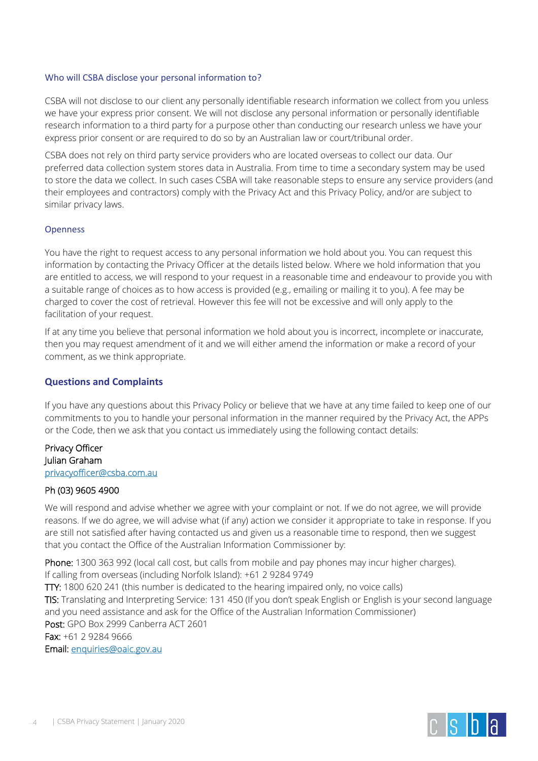### Who will CSBA disclose your personal information to?

CSBA will not disclose to our client any personally identifiable research information we collect from you unless we have your express prior consent. We will not disclose any personal information or personally identifiable research information to a third party for a purpose other than conducting our research unless we have your express prior consent or are required to do so by an Australian law or court/tribunal order.

CSBA does not rely on third party service providers who are located overseas to collect our data. Our preferred data collection system stores data in Australia. From time to time a secondary system may be used to store the data we collect. In such cases CSBA will take reasonable steps to ensure any service providers (and their employees and contractors) comply with the Privacy Act and this Privacy Policy, and/or are subject to similar privacy laws.

### Openness

You have the right to request access to any personal information we hold about you. You can request this information by contacting the Privacy Officer at the details listed below. Where we hold information that you are entitled to access, we will respond to your request in a reasonable time and endeavour to provide you with a suitable range of choices as to how access is provided (e.g., emailing or mailing it to you). A fee may be charged to cover the cost of retrieval. However this fee will not be excessive and will only apply to the facilitation of your request.

If at any time you believe that personal information we hold about you is incorrect, incomplete or inaccurate, then you may request amendment of it and we will either amend the information or make a record of your comment, as we think appropriate.

## Questions and Complaints

If you have any questions about this Privacy Policy or believe that we have at any time failed to keep one of our commitments to you to handle your personal information in the manner required by the Privacy Act, the APPs or the Code, then we ask that you contact us immediately using the following contact details:

Privacy Officer
Julian Graham
privacyofficer@csba.com.au

Ph (03) 9605 4900

We will respond and advise whether we agree with your complaint or not. If we do not agree, we will provide reasons. If we do agree, we will advise what (if any) action we consider it appropriate to take in response. If you are still not satisfied after having contacted us and given us a reasonable time to respond, then we suggest that you contact the Office of the Australian Information Commissioner by:

Phone: 1300 363 992 (local call cost, but calls from mobile and pay phones may incur higher charges).
If calling from overseas (including Norfolk Island): +61 2 9284 9749
TTY: 1800 620 241 (this number is dedicated to the hearing impaired only, no voice calls)
TIS: Translating and Interpreting Service: 131 450 (If you don't speak English or English is your second language and you need assistance and ask for the Office of the Australian Information Commissioner)
Post: GPO Box 2999 Canberra ACT 2601
Fax: +61 2 9284 9666
Email: enquiries@oaic.gov.au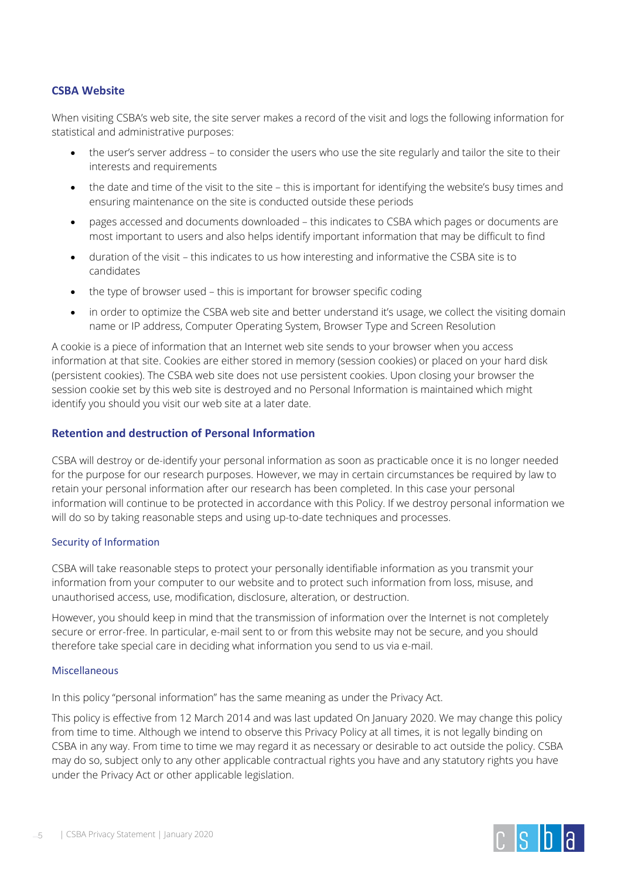## CSBA Website

When visiting CSBA's web site, the site server makes a record of the visit and logs the following information for statistical and administrative purposes:

- the user's server address – to consider the users who use the site regularly and tailor the site to their interests and requirements
- the date and time of the visit to the site – this is important for identifying the website's busy times and ensuring maintenance on the site is conducted outside these periods
- pages accessed and documents downloaded – this indicates to CSBA which pages or documents are most important to users and also helps identify important information that may be difficult to find
- duration of the visit – this indicates to us how interesting and informative the CSBA site is to candidates
- the type of browser used – this is important for browser specific coding
- in order to optimize the CSBA web site and better understand it's usage, we collect the visiting domain name or IP address, Computer Operating System, Browser Type and Screen Resolution

A cookie is a piece of information that an Internet web site sends to your browser when you access information at that site. Cookies are either stored in memory (session cookies) or placed on your hard disk (persistent cookies). The CSBA web site does not use persistent cookies. Upon closing your browser the session cookie set by this web site is destroyed and no Personal Information is maintained which might identify you should you visit our web site at a later date.

## Retention and destruction of Personal Information

CSBA will destroy or de-identify your personal information as soon as practicable once it is no longer needed for the purpose for our research purposes. However, we may in certain circumstances be required by law to retain your personal information after our research has been completed. In this case your personal information will continue to be protected in accordance with this Policy. If we destroy personal information we will do so by taking reasonable steps and using up-to-date techniques and processes.

### Security of Information

CSBA will take reasonable steps to protect your personally identifiable information as you transmit your information from your computer to our website and to protect such information from loss, misuse, and unauthorised access, use, modification, disclosure, alteration, or destruction.

However, you should keep in mind that the transmission of information over the Internet is not completely secure or error-free. In particular, e-mail sent to or from this website may not be secure, and you should therefore take special care in deciding what information you send to us via e-mail.

### Miscellaneous

In this policy "personal information" has the same meaning as under the Privacy Act.

This policy is effective from 12 March 2014 and was last updated On January 2020. We may change this policy from time to time. Although we intend to observe this Privacy Policy at all times, it is not legally binding on CSBA in any way. From time to time we may regard it as necessary or desirable to act outside the policy. CSBA may do so, subject only to any other applicable contractual rights you have and any statutory rights you have under the Privacy Act or other applicable legislation.